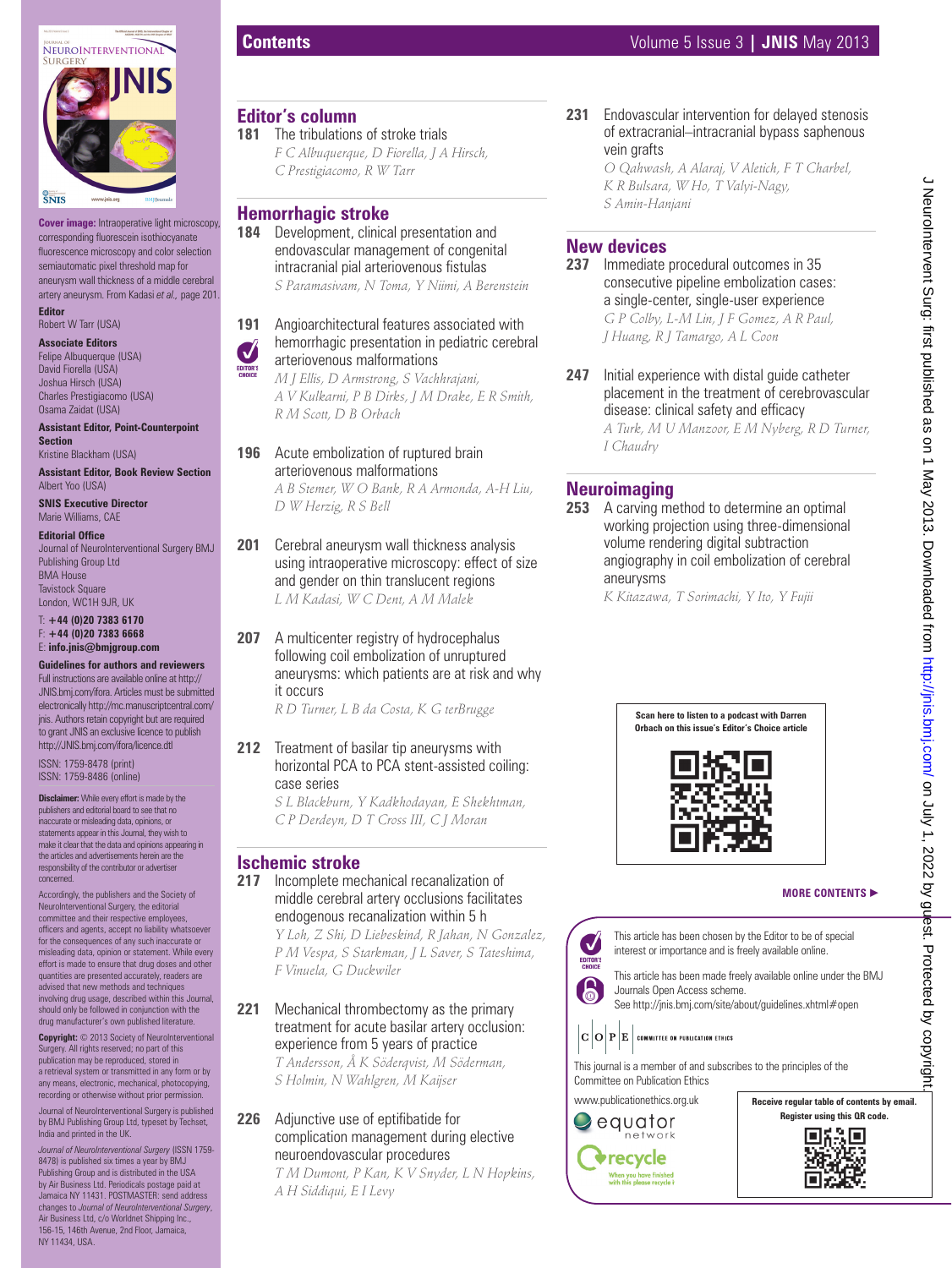# Contents

## Editor's column

**181** The tribulations of stroke trials
*F C Albuquerque, D Fiorella, J A Hirsch, C Prestigiacomo, R W Tarr*

## Hemorrhagic stroke

**184** Development, clinical presentation and endovascular management of congenital intracranial pial arteriovenous fistulas
*S Paramasivam, N Toma, Y Niimi, A Berenstein*

**191** Angioarchitectural features associated with hemorrhagic presentation in pediatric cerebral arteriovenous malformations (EDITOR'S CHOICE)
*M J Ellis, D Armstrong, S Vachhrajani, A V Kulkarni, P B Dirks, J M Drake, E R Smith, R M Scott, D B Orbach*

**196** Acute embolization of ruptured brain arteriovenous malformations
*A B Stemer, W O Bank, R A Armonda, A-H Liu, D W Herzig, R S Bell*

**201** Cerebral aneurysm wall thickness analysis using intraoperative microscopy: effect of size and gender on thin translucent regions
*L M Kadasi, W C Dent, A M Malek*

**207** A multicenter registry of hydrocephalus following coil embolization of unruptured aneurysms: which patients are at risk and why it occurs
*R D Turner, L B da Costa, K G terBrugge*

**212** Treatment of basilar tip aneurysms with horizontal PCA to PCA stent-assisted coiling: case series
*S L Blackburn, Y Kadkhodayan, E Shekhtman, C P Derdeyn, D T Cross III, C J Moran*

## Ischemic stroke

**217** Incomplete mechanical recanalization of middle cerebral artery occlusions facilitates endogenous recanalization within 5 h
*Y Loh, Z Shi, D Liebeskind, R Jahan, N Gonzalez, P M Vespa, S Starkman, J L Saver, S Tateshima, F Vinuela, G Duckwiler*

**221** Mechanical thrombectomy as the primary treatment for acute basilar artery occlusion: experience from 5 years of practice
*T Andersson, Å K Söderqvist, M Söderman, S Holmin, N Wahlgren, M Kaijser*

**226** Adjunctive use of eptifibatide for complication management during elective neuroendovascular procedures
*T M Dumont, P Kan, K V Snyder, L N Hopkins, A H Siddiqui, E I Levy*

**231** Endovascular intervention for delayed stenosis of extracranial–intracranial bypass saphenous vein grafts
*O Qahwash, A Alaraj, V Aletich, F T Charbel, K R Bulsara, W Ho, T Valyi-Nagy, S Amin-Hanjani*

## New devices

**237** Immediate procedural outcomes in 35 consecutive pipeline embolization cases: a single-center, single-user experience
*G P Colby, L-M Lin, J F Gomez, A R Paul, J Huang, R J Tamargo, A L Coon*

**247** Initial experience with distal guide catheter placement in the treatment of cerebrovascular disease: clinical safety and efficacy
*A Turk, M U Manzoor, E M Nyberg, R D Turner, I Chaudry*

## Neuroimaging

**253** A carving method to determine an optimal working projection using three-dimensional volume rendering digital subtraction angiography in coil embolization of cerebral aneurysms
*K Kitazawa, T Sorimachi, Y Ito, Y Fujii*

Scan here to listen to a podcast with Darren Orbach on this issue's Editor's Choice article

**MORE CONTENTS ▶**

EDITOR'S CHOICE: This article has been chosen by the Editor to be of special interest or importance and is freely available online.

This article has been made freely available online under the BMJ Journals Open Access scheme. See http://jnis.bmj.com/site/about/guidelines.xhtml#open

COPE COMMITTEE ON PUBLICATION ETHICS

This journal is a member of and subscribes to the principles of the Committee on Publication Ethics

www.publicationethics.org.uk

equator network

recycle — When you have finished with this please recycle it

**Receive regular table of contents by email. Register using this QR code.**

---

**Cover image:** Intraoperative light microscopy, corresponding fluorescein isothiocyanate fluorescence microscopy and color selection semiautomatic pixel threshold map for aneurysm wall thickness of a middle cerebral artery aneurysm. From Kadasi *et al*, page 201.

**Editor**
Robert W Tarr (USA)

**Associate Editors**
Felipe Albuquerque (USA)
David Fiorella (USA)
Joshua Hirsch (USA)
Charles Prestigiacomo (USA)
Osama Zaidat (USA)

**Assistant Editor, Point-Counterpoint Section**
Kristine Blackham (USA)

**Assistant Editor, Book Review Section**
Albert Yoo (USA)

**SNIS Executive Director**
Marie Williams, CAE

**Editorial Office**
Journal of NeuroInterventional Surgery BMJ Publishing Group Ltd
BMA House
Tavistock Square
London, WC1H 9JR, UK

T: **+44 (0)20 7383 6170**
F: **+44 (0)20 7383 6668**
E: **info.jnis@bmjgroup.com**

**Guidelines for authors and reviewers**
Full instructions are available online at http://JNIS.bmj.com/ifora. Articles must be submitted electronically http://mc.manuscriptcentral.com/jnis. Authors retain copyright but are required to grant JNIS an exclusive licence to publish http://JNIS.bmj.com/ifora/licence.dtl

ISSN: 1759-8478 (print)
ISSN: 1759-8486 (online)

**Disclaimer:** While every effort is made by the publishers and editorial board to see that no inaccurate or misleading data, opinions, or statements appear in this Journal, they wish to make it clear that the data and opinions appearing in the articles and advertisements herein are the responsibility of the contributor or advertiser concerned.

Accordingly, the publishers and the Society of NeuroInterventional Surgery, the editorial committee and their respective employees, officers and agents, accept no liability whatsoever for the consequences of any such inaccurate or misleading data, opinion or statement. While every effort is made to ensure that drug doses and other quantities are presented accurately, readers are advised that new methods and techniques involving drug usage, described within this Journal, should only be followed in conjunction with the drug manufacturer's own published literature.

**Copyright:** © 2013 Society of NeuroInterventional Surgery. All rights reserved; no part of this publication may be reproduced, stored in a retrieval system or transmitted in any form or by any means, electronic, mechanical, photocopying, recording or otherwise without prior permission.

Journal of NeuroInterventional Surgery is published by BMJ Publishing Group Ltd, typeset by Techset, India and printed in the UK.

*Journal of NeuroInterventional Surgery* (ISSN 1759-8478) is published six times a year by BMJ Publishing Group and is distributed in the USA by Air Business Ltd. Periodicals postage paid at Jamaica NY 11431. POSTMASTER: send address changes to *Journal of NeuroInterventional Surgery*, Air Business Ltd, c/o Worldnet Shipping Inc., 156-15, 146th Avenue, 2nd Floor, Jamaica, NY 11434, USA.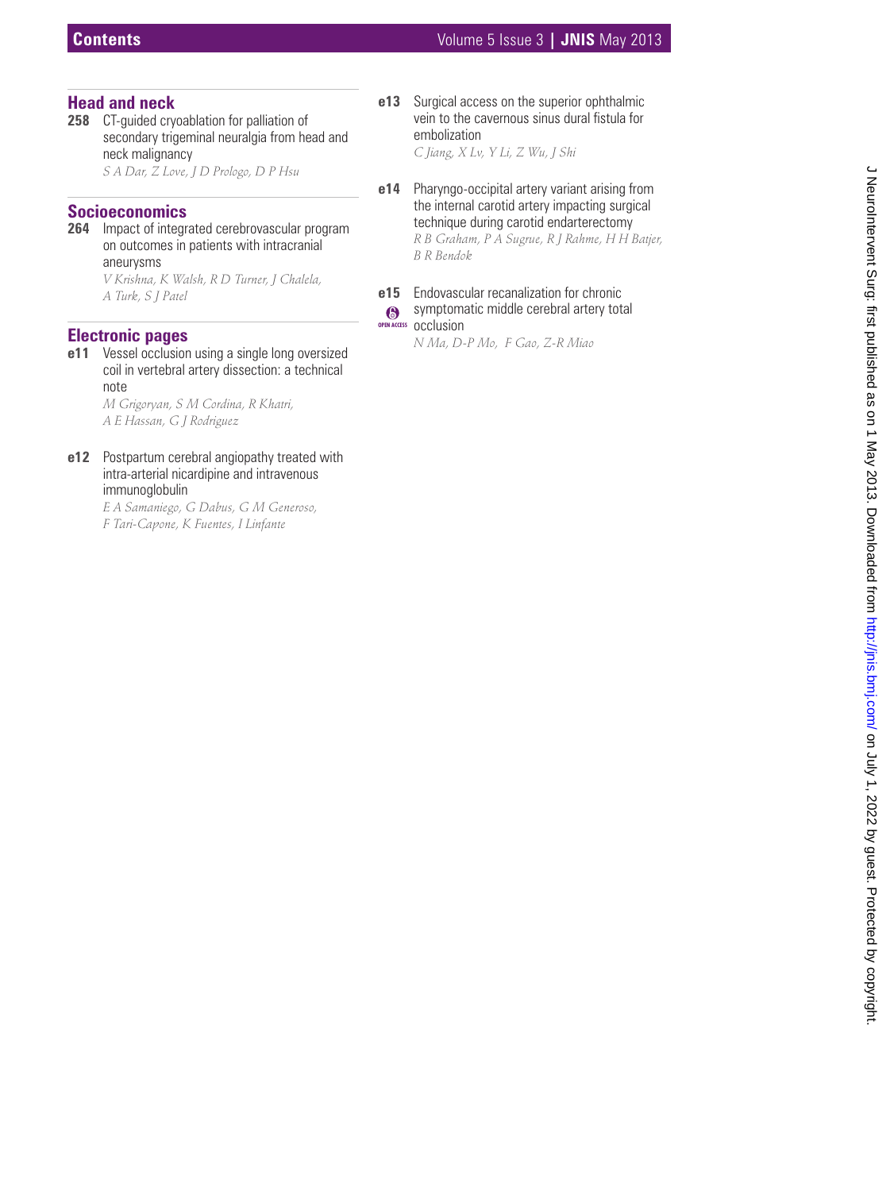## Head and neck

**258** CT-guided cryoablation for palliation of secondary trigeminal neuralgia from head and neck malignancy

*S A Dar, Z Love, J D Prologo, D P Hsu*

## Socioeconomics

**264** Impact of integrated cerebrovascular program on outcomes in patients with intracranial aneurysms

*V Krishna, K Walsh, R D Turner, J Chalela, A Turk, S J Patel*

## Electronic pages

**e11** Vessel occlusion using a single long oversized coil in vertebral artery dissection: a technical note

*M Grigoryan, S M Cordina, R Khatri, A E Hassan, G J Rodriguez*

**e12** Postpartum cerebral angiopathy treated with intra-arterial nicardipine and intravenous immunoglobulin

*E A Samaniego, G Dabus, G M Generoso, F Tari-Capone, K Fuentes, I Linfante*

**e13** Surgical access on the superior ophthalmic vein to the cavernous sinus dural fistula for embolization

*C Jiang, X Lv, Y Li, Z Wu, J Shi*

**e14** Pharyngo-occipital artery variant arising from the internal carotid artery impacting surgical technique during carotid endarterectomy

*R B Graham, P A Sugrue, R J Rahme, H H Batjer, B R Bendok*

**e15** Endovascular recanalization for chronic symptomatic middle cerebral artery total occlusion

OPEN ACCESS

*N Ma, D-P Mo, F Gao, Z-R Miao*